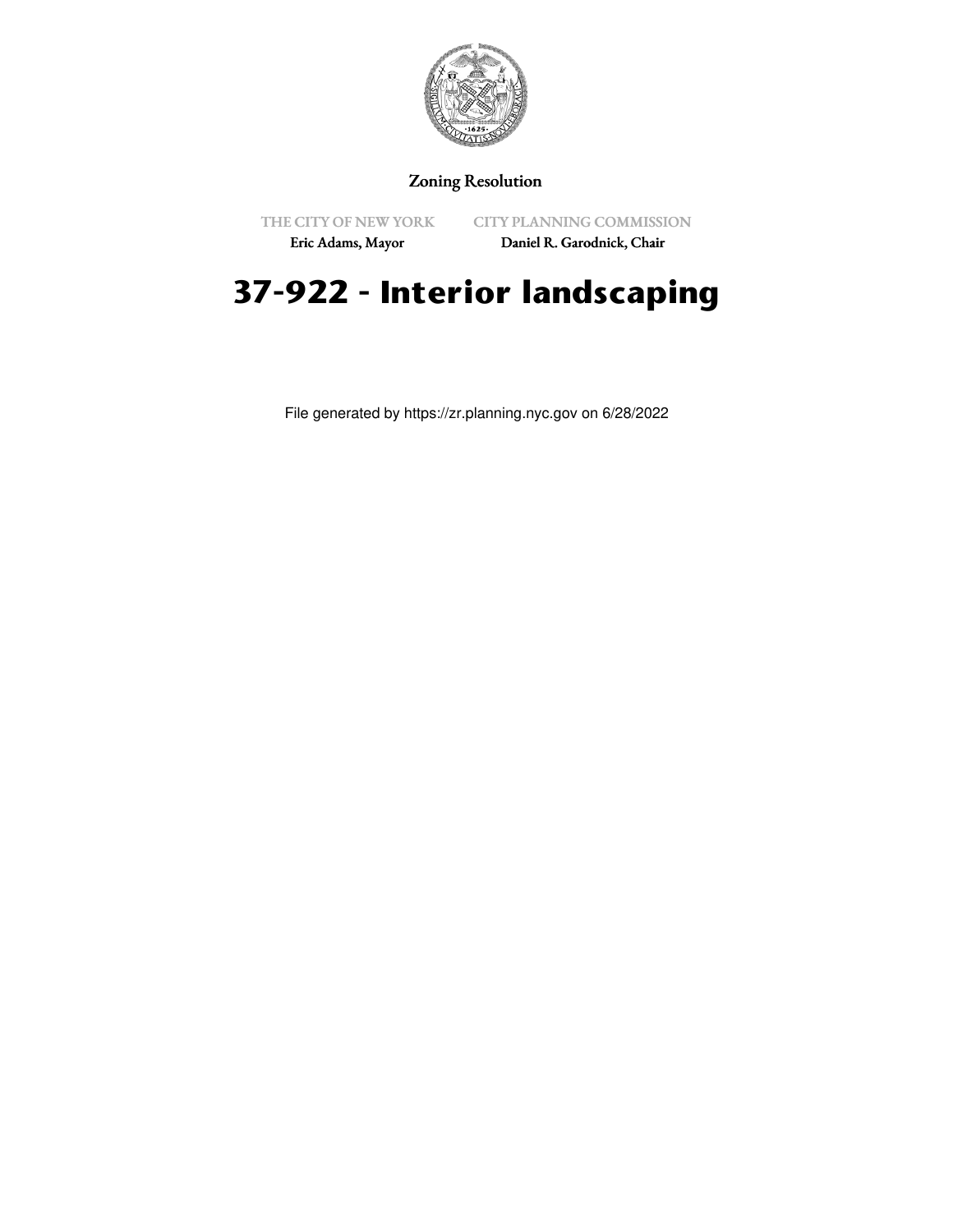Zoning Resolution

THE CITY OF NEW YORK
Eric Adams, Mayor

CITY PLANNING COMMISSION
Daniel R. Garodnick, Chair

# 37-922 - Interior landscaping

File generated by https://zr.planning.nyc.gov on 6/28/2022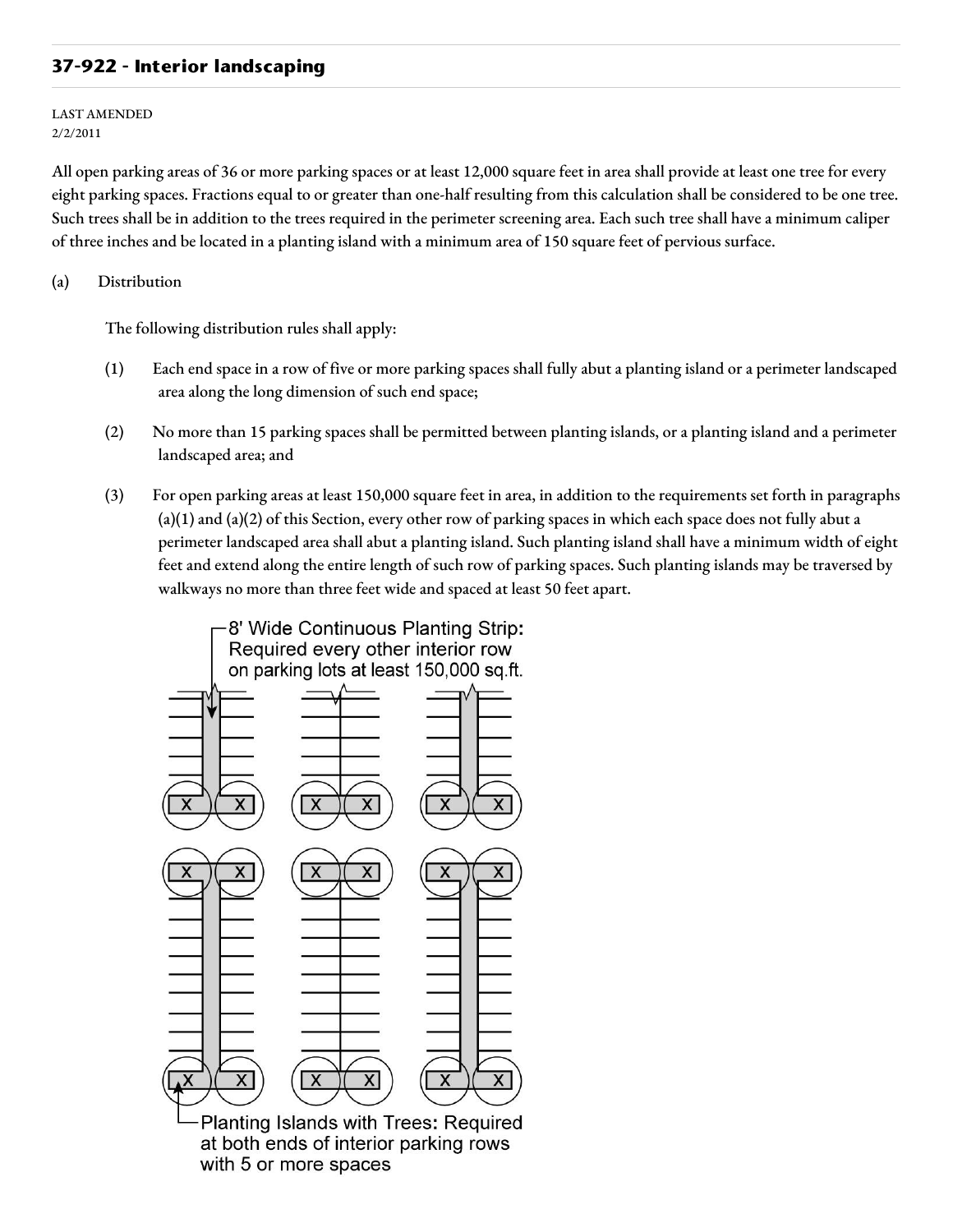## 37-922 - Interior landscaping

LAST AMENDED
2/2/2011

All open parking areas of 36 or more parking spaces or at least 12,000 square feet in area shall provide at least one tree for every eight parking spaces. Fractions equal to or greater than one-half resulting from this calculation shall be considered to be one tree. Such trees shall be in addition to the trees required in the perimeter screening area. Each such tree shall have a minimum caliper of three inches and be located in a planting island with a minimum area of 150 square feet of pervious surface.

(a) Distribution

The following distribution rules shall apply:

(1) Each end space in a row of five or more parking spaces shall fully abut a planting island or a perimeter landscaped area along the long dimension of such end space;

(2) No more than 15 parking spaces shall be permitted between planting islands, or a planting island and a perimeter landscaped area; and

(3) For open parking areas at least 150,000 square feet in area, in addition to the requirements set forth in paragraphs (a)(1) and (a)(2) of this Section, every other row of parking spaces in which each space does not fully abut a perimeter landscaped area shall abut a planting island. Such planting island shall have a minimum width of eight feet and extend along the entire length of such row of parking spaces. Such planting islands may be traversed by walkways no more than three feet wide and spaced at least 50 feet apart.

8' Wide Continuous Planting Strip: Required every other interior row on parking lots at least 150,000 sq.ft.

Planting Islands with Trees: Required at both ends of interior parking rows with 5 or more spaces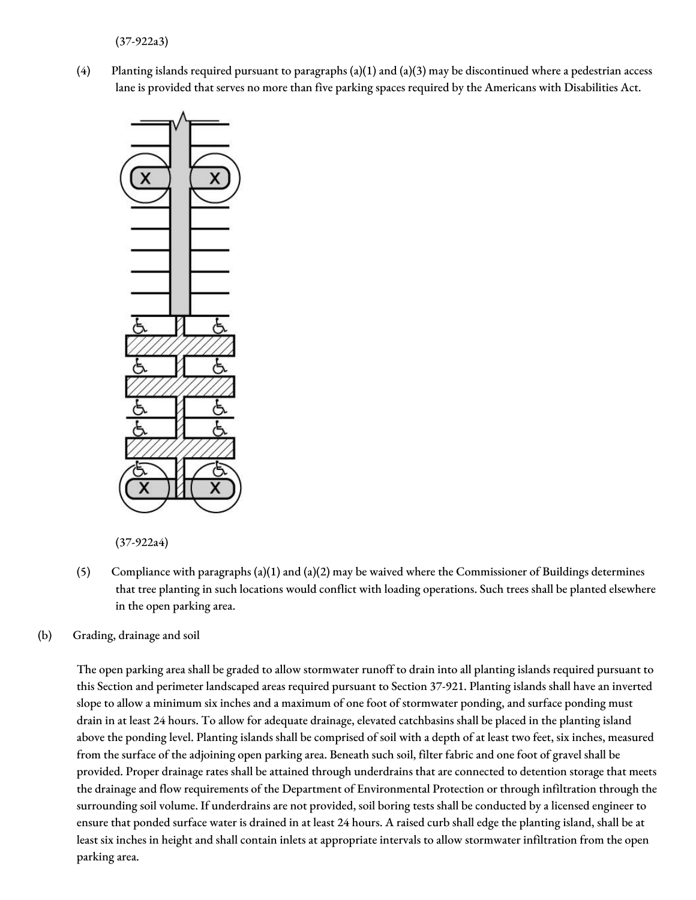(37-922a3)

(4) Planting islands required pursuant to paragraphs (a)(1) and (a)(3) may be discontinued where a pedestrian access lane is provided that serves no more than five parking spaces required by the Americans with Disabilities Act.

(37-922a4)

(5) Compliance with paragraphs (a)(1) and (a)(2) may be waived where the Commissioner of Buildings determines that tree planting in such locations would conflict with loading operations. Such trees shall be planted elsewhere in the open parking area.

(b) Grading, drainage and soil

The open parking area shall be graded to allow stormwater runoff to drain into all planting islands required pursuant to this Section and perimeter landscaped areas required pursuant to Section 37-921. Planting islands shall have an inverted slope to allow a minimum six inches and a maximum of one foot of stormwater ponding, and surface ponding must drain in at least 24 hours. To allow for adequate drainage, elevated catchbasins shall be placed in the planting island above the ponding level. Planting islands shall be comprised of soil with a depth of at least two feet, six inches, measured from the surface of the adjoining open parking area. Beneath such soil, filter fabric and one foot of gravel shall be provided. Proper drainage rates shall be attained through underdrains that are connected to detention storage that meets the drainage and flow requirements of the Department of Environmental Protection or through infiltration through the surrounding soil volume. If underdrains are not provided, soil boring tests shall be conducted by a licensed engineer to ensure that ponded surface water is drained in at least 24 hours. A raised curb shall edge the planting island, shall be at least six inches in height and shall contain inlets at appropriate intervals to allow stormwater infiltration from the open parking area.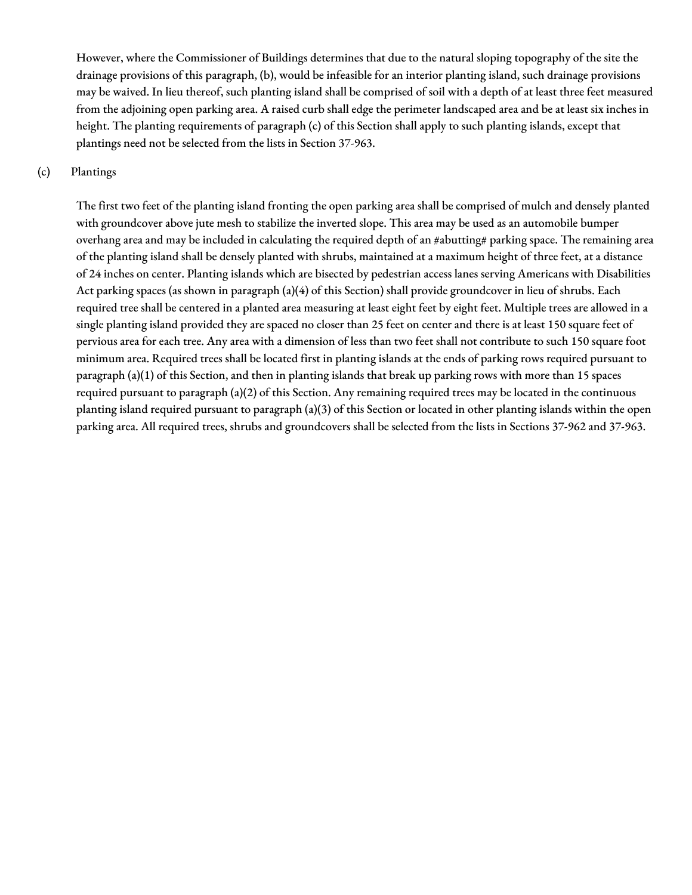However, where the Commissioner of Buildings determines that due to the natural sloping topography of the site the drainage provisions of this paragraph, (b), would be infeasible for an interior planting island, such drainage provisions may be waived. In lieu thereof, such planting island shall be comprised of soil with a depth of at least three feet measured from the adjoining open parking area. A raised curb shall edge the perimeter landscaped area and be at least six inches in height. The planting requirements of paragraph (c) of this Section shall apply to such planting islands, except that plantings need not be selected from the lists in Section 37-963.

(c) Plantings

The first two feet of the planting island fronting the open parking area shall be comprised of mulch and densely planted with groundcover above jute mesh to stabilize the inverted slope. This area may be used as an automobile bumper overhang area and may be included in calculating the required depth of an #abutting# parking space. The remaining area of the planting island shall be densely planted with shrubs, maintained at a maximum height of three feet, at a distance of 24 inches on center. Planting islands which are bisected by pedestrian access lanes serving Americans with Disabilities Act parking spaces (as shown in paragraph (a)(4) of this Section) shall provide groundcover in lieu of shrubs. Each required tree shall be centered in a planted area measuring at least eight feet by eight feet. Multiple trees are allowed in a single planting island provided they are spaced no closer than 25 feet on center and there is at least 150 square feet of pervious area for each tree. Any area with a dimension of less than two feet shall not contribute to such 150 square foot minimum area. Required trees shall be located first in planting islands at the ends of parking rows required pursuant to paragraph (a)(1) of this Section, and then in planting islands that break up parking rows with more than 15 spaces required pursuant to paragraph (a)(2) of this Section. Any remaining required trees may be located in the continuous planting island required pursuant to paragraph (a)(3) of this Section or located in other planting islands within the open parking area. All required trees, shrubs and groundcovers shall be selected from the lists in Sections 37-962 and 37-963.